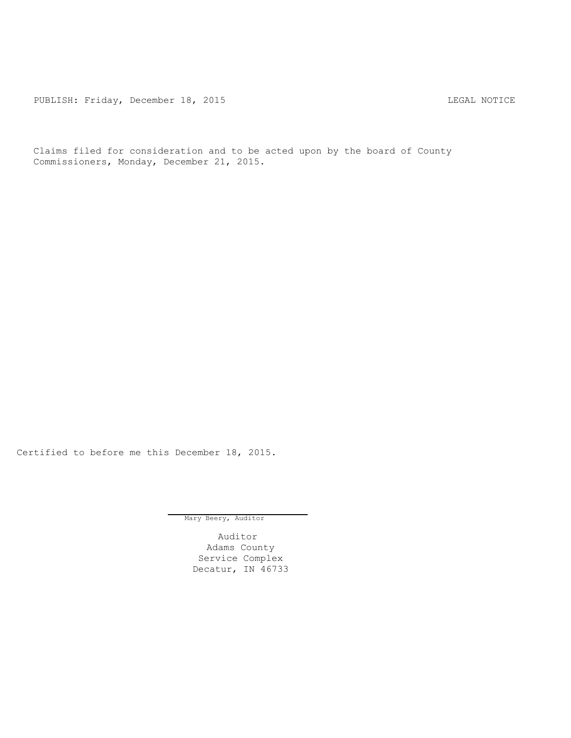PUBLISH: Friday, December 18, 2015 LEGAL NOTICE

Claims filed for consideration and to be acted upon by the board of County Commissioners, Monday, December 21, 2015.

Certified to before me this December 18, 2015.

Mary Beery, Auditor

Auditor
Adams County
Service Complex
Decatur, IN 46733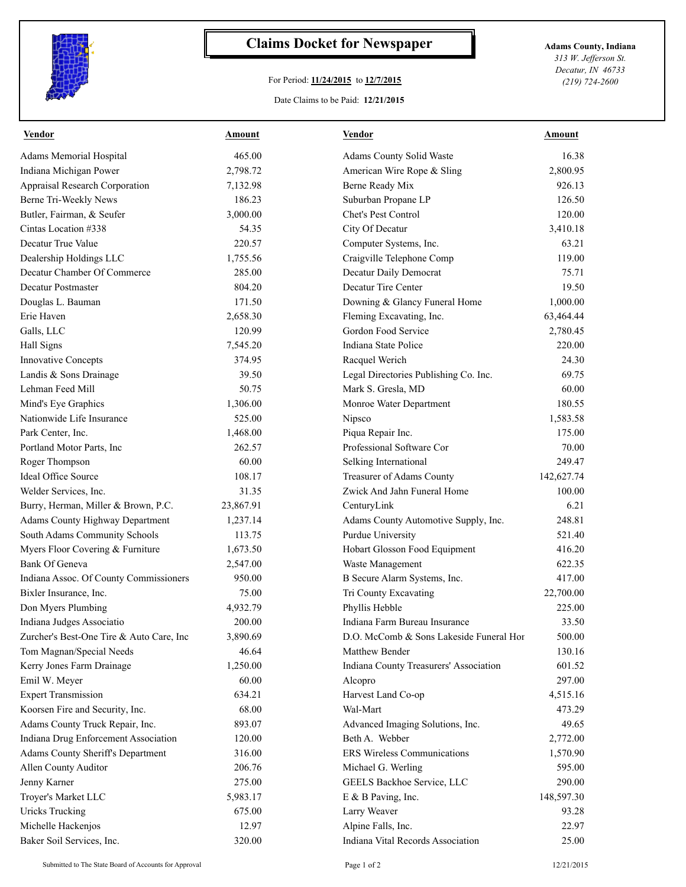# Claims Docket for Newspaper

For Period: **11/24/2015** to **12/7/2015**

Date Claims to be Paid: **12/21/2015**

**Adams County, Indiana**
*313 W. Jefferson St.*
*Decatur, IN 46733*
*(219) 724-2600*

| Vendor | Amount | Vendor | Amount |
|---|---|---|---|
| Adams Memorial Hospital | 465.00 | Adams County Solid Waste | 16.38 |
| Indiana Michigan Power | 2,798.72 | American Wire Rope & Sling | 2,800.95 |
| Appraisal Research Corporation | 7,132.98 | Berne Ready Mix | 926.13 |
| Berne Tri-Weekly News | 186.23 | Suburban Propane LP | 126.50 |
| Butler, Fairman, & Seufer | 3,000.00 | Chet's Pest Control | 120.00 |
| Cintas Location #338 | 54.35 | City Of Decatur | 3,410.18 |
| Decatur True Value | 220.57 | Computer Systems, Inc. | 63.21 |
| Dealership Holdings LLC | 1,755.56 | Craigville Telephone Comp | 119.00 |
| Decatur Chamber Of Commerce | 285.00 | Decatur Daily Democrat | 75.71 |
| Decatur Postmaster | 804.20 | Decatur Tire Center | 19.50 |
| Douglas L. Bauman | 171.50 | Downing & Glancy Funeral Home | 1,000.00 |
| Erie Haven | 2,658.30 | Fleming Excavating, Inc. | 63,464.44 |
| Galls, LLC | 120.99 | Gordon Food Service | 2,780.45 |
| Hall Signs | 7,545.20 | Indiana State Police | 220.00 |
| Innovative Concepts | 374.95 | Racquel Werich | 24.30 |
| Landis & Sons Drainage | 39.50 | Legal Directories Publishing Co. Inc. | 69.75 |
| Lehman Feed Mill | 50.75 | Mark S. Gresla, MD | 60.00 |
| Mind's Eye Graphics | 1,306.00 | Monroe Water Department | 180.55 |
| Nationwide Life Insurance | 525.00 | Nipsco | 1,583.58 |
| Park Center, Inc. | 1,468.00 | Piqua Repair Inc. | 175.00 |
| Portland Motor Parts, Inc | 262.57 | Professional Software Cor | 70.00 |
| Roger Thompson | 60.00 | Selking International | 249.47 |
| Ideal Office Source | 108.17 | Treasurer of Adams County | 142,627.74 |
| Welder Services, Inc. | 31.35 | Zwick And Jahn Funeral Home | 100.00 |
| Burry, Herman, Miller & Brown, P.C. | 23,867.91 | CenturyLink | 6.21 |
| Adams County Highway Department | 1,237.14 | Adams County Automotive Supply, Inc. | 248.81 |
| South Adams Community Schools | 113.75 | Purdue University | 521.40 |
| Myers Floor Covering & Furniture | 1,673.50 | Hobart Glosson Food Equipment | 416.20 |
| Bank Of Geneva | 2,547.00 | Waste Management | 622.35 |
| Indiana Assoc. Of County Commissioners | 950.00 | B Secure Alarm Systems, Inc. | 417.00 |
| Bixler Insurance, Inc. | 75.00 | Tri County Excavating | 22,700.00 |
| Don Myers Plumbing | 4,932.79 | Phyllis Hebble | 225.00 |
| Indiana Judges Associatio | 200.00 | Indiana Farm Bureau Insurance | 33.50 |
| Zurcher's Best-One Tire & Auto Care, Inc | 3,890.69 | D.O. McComb & Sons Lakeside Funeral Hor | 500.00 |
| Tom Magnan/Special Needs | 46.64 | Matthew Bender | 130.16 |
| Kerry Jones Farm Drainage | 1,250.00 | Indiana County Treasurers' Association | 601.52 |
| Emil W. Meyer | 60.00 | Alcopro | 297.00 |
| Expert Transmission | 634.21 | Harvest Land Co-op | 4,515.16 |
| Koorsen Fire and Security, Inc. | 68.00 | Wal-Mart | 473.29 |
| Adams County Truck Repair, Inc. | 893.07 | Advanced Imaging Solutions, Inc. | 49.65 |
| Indiana Drug Enforcement Association | 120.00 | Beth A. Webber | 2,772.00 |
| Adams County Sheriff's Department | 316.00 | ERS Wireless Communications | 1,570.90 |
| Allen County Auditor | 206.76 | Michael G. Werling | 595.00 |
| Jenny Karner | 275.00 | GEELS Backhoe Service, LLC | 290.00 |
| Troyer's Market LLC | 5,983.17 | E & B Paving, Inc. | 148,597.30 |
| Uricks Trucking | 675.00 | Larry Weaver | 93.28 |
| Michelle Hackenjos | 12.97 | Alpine Falls, Inc. | 22.97 |
| Baker Soil Services, Inc. | 320.00 | Indiana Vital Records Association | 25.00 |

Submitted to The State Board of Accounts for Approval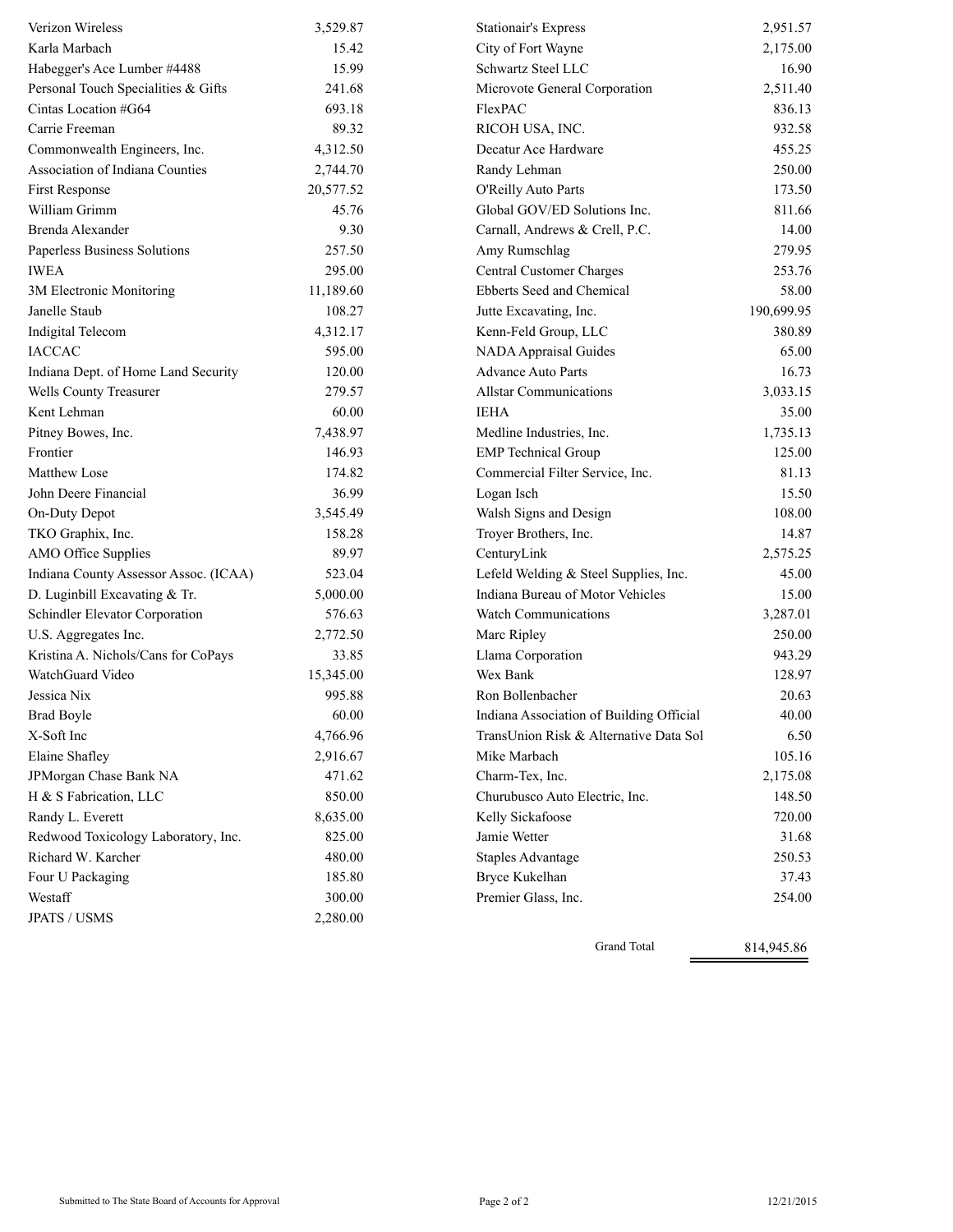| | | | |
|---|---|---|---|
| Verizon Wireless | 3,529.87 | Stationair's Express | 2,951.57 |
| Karla Marbach | 15.42 | City of Fort Wayne | 2,175.00 |
| Habegger's Ace Lumber #4488 | 15.99 | Schwartz Steel LLC | 16.90 |
| Personal Touch Specialities & Gifts | 241.68 | Microvote General Corporation | 2,511.40 |
| Cintas Location #G64 | 693.18 | FlexPAC | 836.13 |
| Carrie Freeman | 89.32 | RICOH USA, INC. | 932.58 |
| Commonwealth Engineers, Inc. | 4,312.50 | Decatur Ace Hardware | 455.25 |
| Association of Indiana Counties | 2,744.70 | Randy Lehman | 250.00 |
| First Response | 20,577.52 | O'Reilly Auto Parts | 173.50 |
| William Grimm | 45.76 | Global GOV/ED Solutions Inc. | 811.66 |
| Brenda Alexander | 9.30 | Carnall, Andrews & Crell, P.C. | 14.00 |
| Paperless Business Solutions | 257.50 | Amy Rumschlag | 279.95 |
| IWEA | 295.00 | Central Customer Charges | 253.76 |
| 3M Electronic Monitoring | 11,189.60 | Ebberts Seed and Chemical | 58.00 |
| Janelle Staub | 108.27 | Jutte Excavating, Inc. | 190,699.95 |
| Indigital Telecom | 4,312.17 | Kenn-Feld Group, LLC | 380.89 |
| IACCAC | 595.00 | NADA Appraisal Guides | 65.00 |
| Indiana Dept. of Home Land Security | 120.00 | Advance Auto Parts | 16.73 |
| Wells County Treasurer | 279.57 | Allstar Communications | 3,033.15 |
| Kent Lehman | 60.00 | IEHA | 35.00 |
| Pitney Bowes, Inc. | 7,438.97 | Medline Industries, Inc. | 1,735.13 |
| Frontier | 146.93 | EMP Technical Group | 125.00 |
| Matthew Lose | 174.82 | Commercial Filter Service, Inc. | 81.13 |
| John Deere Financial | 36.99 | Logan Isch | 15.50 |
| On-Duty Depot | 3,545.49 | Walsh Signs and Design | 108.00 |
| TKO Graphix, Inc. | 158.28 | Troyer Brothers, Inc. | 14.87 |
| AMO Office Supplies | 89.97 | CenturyLink | 2,575.25 |
| Indiana County Assessor Assoc. (ICAA) | 523.04 | Lefeld Welding & Steel Supplies, Inc. | 45.00 |
| D. Luginbill Excavating & Tr. | 5,000.00 | Indiana Bureau of Motor Vehicles | 15.00 |
| Schindler Elevator Corporation | 576.63 | Watch Communications | 3,287.01 |
| U.S. Aggregates Inc. | 2,772.50 | Marc Ripley | 250.00 |
| Kristina A. Nichols/Cans for CoPays | 33.85 | Llama Corporation | 943.29 |
| WatchGuard Video | 15,345.00 | Wex Bank | 128.97 |
| Jessica Nix | 995.88 | Ron Bollenbacher | 20.63 |
| Brad Boyle | 60.00 | Indiana Association of Building Official | 40.00 |
| X-Soft Inc | 4,766.96 | TransUnion Risk & Alternative Data Sol | 6.50 |
| Elaine Shafley | 2,916.67 | Mike Marbach | 105.16 |
| JPMorgan Chase Bank NA | 471.62 | Charm-Tex, Inc. | 2,175.08 |
| H & S Fabrication, LLC | 850.00 | Churubusco Auto Electric, Inc. | 148.50 |
| Randy L. Everett | 8,635.00 | Kelly Sickafoose | 720.00 |
| Redwood Toxicology Laboratory, Inc. | 825.00 | Jamie Wetter | 31.68 |
| Richard W. Karcher | 480.00 | Staples Advantage | 250.53 |
| Four U Packaging | 185.80 | Bryce Kukelhan | 37.43 |
| Westaff | 300.00 | Premier Glass, Inc. | 254.00 |
| JPATS / USMS | 2,280.00 | | |
| | | Grand Total | 814,945.86 |

Submitted to The State Board of Accounts for Approval

12/21/2015